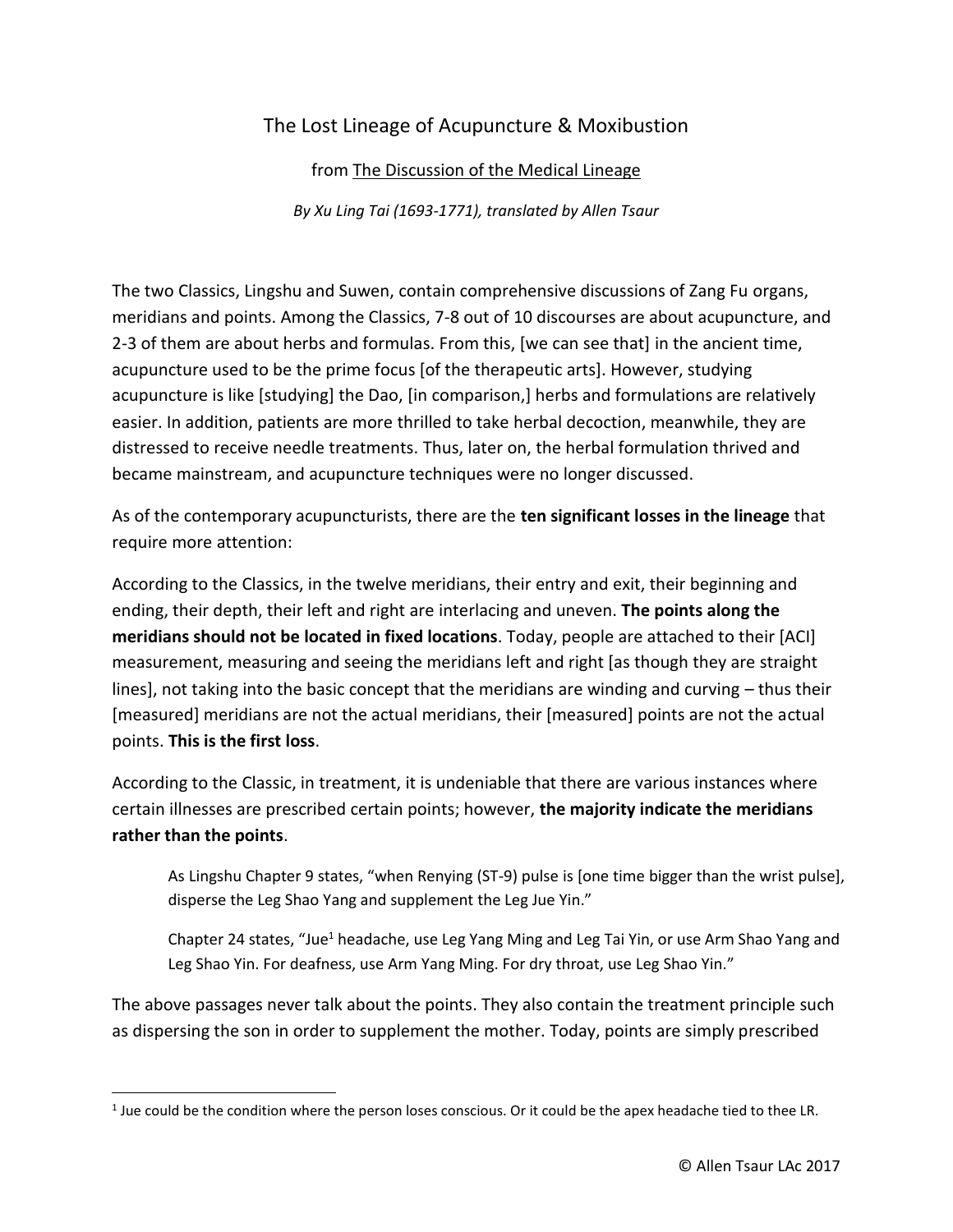# The Lost Lineage of Acupuncture & Moxibustion

from The Discussion of the Medical Lineage

*By Xu Ling Tai (1693-1771), translated by Allen Tsaur*

The two Classics, Lingshu and Suwen, contain comprehensive discussions of Zang Fu organs, meridians and points. Among the Classics, 7-8 out of 10 discourses are about acupuncture, and 2-3 of them are about herbs and formulas. From this, [we can see that] in the ancient time, acupuncture used to be the prime focus [of the therapeutic arts]. However, studying acupuncture is like [studying] the Dao, [in comparison,] herbs and formulations are relatively easier. In addition, patients are more thrilled to take herbal decoction, meanwhile, they are distressed to receive needle treatments. Thus, later on, the herbal formulation thrived and became mainstream, and acupuncture techniques were no longer discussed.

As of the contemporary acupuncturists, there are the **ten significant losses in the lineage** that require more attention:

According to the Classics, in the twelve meridians, their entry and exit, their beginning and ending, their depth, their left and right are interlacing and uneven. **The points along the meridians should not be located in fixed locations**. Today, people are attached to their [ACI] measurement, measuring and seeing the meridians left and right [as though they are straight lines], not taking into the basic concept that the meridians are winding and curving – thus their [measured] meridians are not the actual meridians, their [measured] points are not the actual points. **This is the first loss**.

According to the Classic, in treatment, it is undeniable that there are various instances where certain illnesses are prescribed certain points; however, **the majority indicate the meridians rather than the points**.

> As Lingshu Chapter 9 states, "when Renying (ST-9) pulse is [one time bigger than the wrist pulse], disperse the Leg Shao Yang and supplement the Leg Jue Yin."
>
> Chapter 24 states, "Jue[1] headache, use Leg Yang Ming and Leg Tai Yin, or use Arm Shao Yang and Leg Shao Yin. For deafness, use Arm Yang Ming. For dry throat, use Leg Shao Yin."

The above passages never talk about the points. They also contain the treatment principle such as dispersing the son in order to supplement the mother. Today, points are simply prescribed

[1] Jue could be the condition where the person loses conscious. Or it could be the apex headache tied to thee LR.

© Allen Tsaur LAc 2017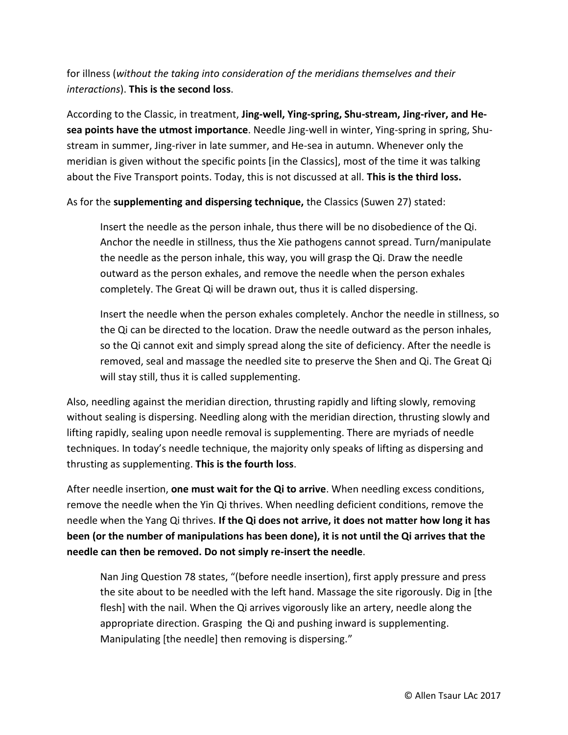for illness (*without the taking into consideration of the meridians themselves and their interactions*). **This is the second loss**.

According to the Classic, in treatment, **Jing-well, Ying-spring, Shu-stream, Jing-river, and He-sea points have the utmost importance**. Needle Jing-well in winter, Ying-spring in spring, Shu-stream in summer, Jing-river in late summer, and He-sea in autumn. Whenever only the meridian is given without the specific points [in the Classics], most of the time it was talking about the Five Transport points. Today, this is not discussed at all. **This is the third loss.**

As for the **supplementing and dispersing technique,** the Classics (Suwen 27) stated:

> Insert the needle as the person inhale, thus there will be no disobedience of the Qi. Anchor the needle in stillness, thus the Xie pathogens cannot spread. Turn/manipulate the needle as the person inhale, this way, you will grasp the Qi. Draw the needle outward as the person exhales, and remove the needle when the person exhales completely. The Great Qi will be drawn out, thus it is called dispersing.
>
> Insert the needle when the person exhales completely. Anchor the needle in stillness, so the Qi can be directed to the location. Draw the needle outward as the person inhales, so the Qi cannot exit and simply spread along the site of deficiency. After the needle is removed, seal and massage the needled site to preserve the Shen and Qi. The Great Qi will stay still, thus it is called supplementing.

Also, needling against the meridian direction, thrusting rapidly and lifting slowly, removing without sealing is dispersing. Needling along with the meridian direction, thrusting slowly and lifting rapidly, sealing upon needle removal is supplementing. There are myriads of needle techniques. In today's needle technique, the majority only speaks of lifting as dispersing and thrusting as supplementing. **This is the fourth loss**.

After needle insertion, **one must wait for the Qi to arrive**. When needling excess conditions, remove the needle when the Yin Qi thrives. When needling deficient conditions, remove the needle when the Yang Qi thrives. **If the Qi does not arrive, it does not matter how long it has been (or the number of manipulations has been done), it is not until the Qi arrives that the needle can then be removed. Do not simply re-insert the needle**.

> Nan Jing Question 78 states, "(before needle insertion), first apply pressure and press the site about to be needled with the left hand. Massage the site rigorously. Dig in [the flesh] with the nail. When the Qi arrives vigorously like an artery, needle along the appropriate direction. Grasping the Qi and pushing inward is supplementing. Manipulating [the needle] then removing is dispersing."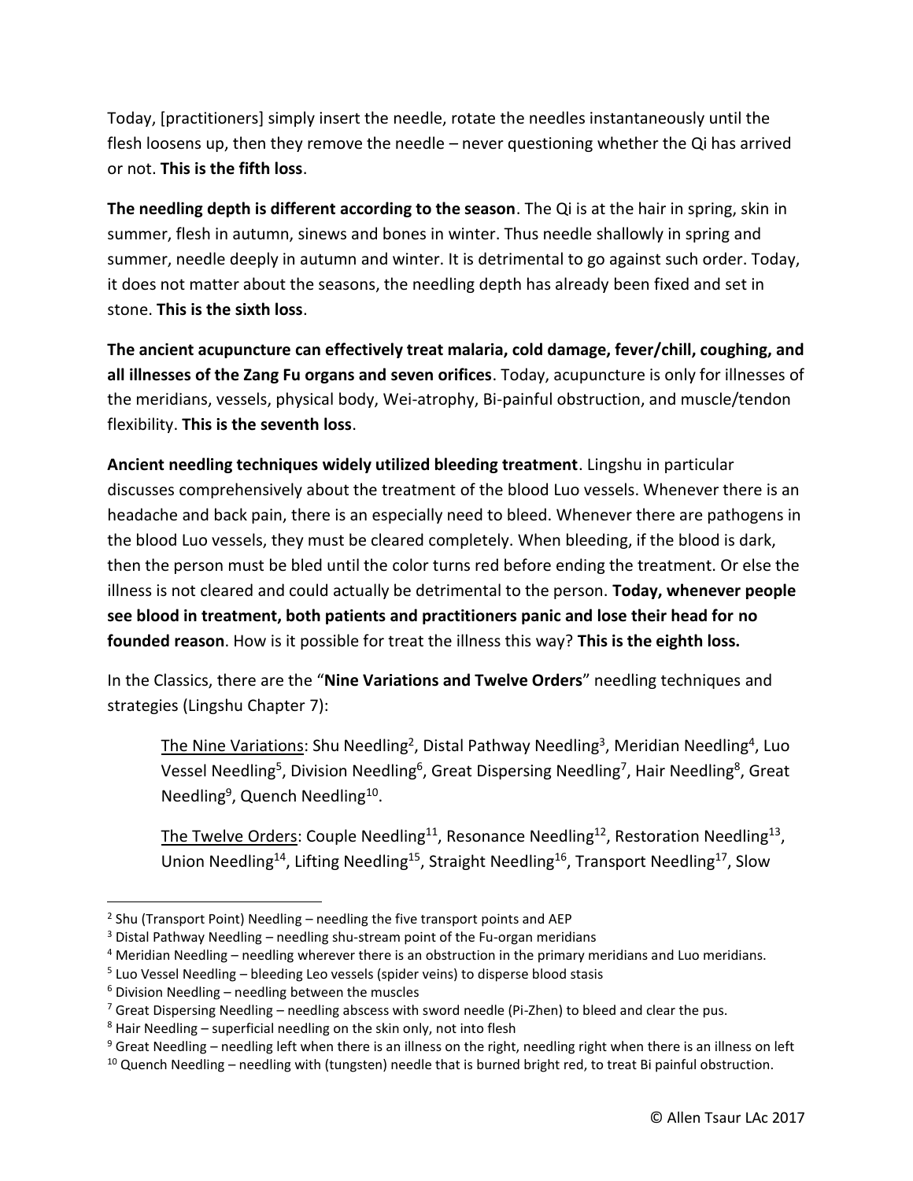Today, [practitioners] simply insert the needle, rotate the needles instantaneously until the flesh loosens up, then they remove the needle – never questioning whether the Qi has arrived or not. **This is the fifth loss**.

**The needling depth is different according to the season**. The Qi is at the hair in spring, skin in summer, flesh in autumn, sinews and bones in winter. Thus needle shallowly in spring and summer, needle deeply in autumn and winter. It is detrimental to go against such order. Today, it does not matter about the seasons, the needling depth has already been fixed and set in stone. **This is the sixth loss**.

**The ancient acupuncture can effectively treat malaria, cold damage, fever/chill, coughing, and all illnesses of the Zang Fu organs and seven orifices**. Today, acupuncture is only for illnesses of the meridians, vessels, physical body, Wei-atrophy, Bi-painful obstruction, and muscle/tendon flexibility. **This is the seventh loss**.

**Ancient needling techniques widely utilized bleeding treatment**. Lingshu in particular discusses comprehensively about the treatment of the blood Luo vessels. Whenever there is an headache and back pain, there is an especially need to bleed. Whenever there are pathogens in the blood Luo vessels, they must be cleared completely. When bleeding, if the blood is dark, then the person must be bled until the color turns red before ending the treatment. Or else the illness is not cleared and could actually be detrimental to the person. **Today, whenever people see blood in treatment, both patients and practitioners panic and lose their head for no founded reason**. How is it possible for treat the illness this way? **This is the eighth loss.**

In the Classics, there are the "**Nine Variations and Twelve Orders**" needling techniques and strategies (Lingshu Chapter 7):

> <u>The Nine Variations</u>: Shu Needling[2], Distal Pathway Needling[3], Meridian Needling[4], Luo Vessel Needling[5], Division Needling[6], Great Dispersing Needling[7], Hair Needling[8], Great Needling[9], Quench Needling[10].
>
> <u>The Twelve Orders</u>: Couple Needling[11], Resonance Needling[12], Restoration Needling[13], Union Needling[14], Lifting Needling[15], Straight Needling[16], Transport Needling[17], Slow

---

[2] Shu (Transport Point) Needling – needling the five transport points and AEP

[3] Distal Pathway Needling – needling shu-stream point of the Fu-organ meridians

[4] Meridian Needling – needling wherever there is an obstruction in the primary meridians and Luo meridians.

[5] Luo Vessel Needling – bleeding Leo vessels (spider veins) to disperse blood stasis

[6] Division Needling – needling between the muscles

[7] Great Dispersing Needling – needling abscess with sword needle (Pi-Zhen) to bleed and clear the pus.

[8] Hair Needling – superficial needling on the skin only, not into flesh

[9] Great Needling – needling left when there is an illness on the right, needling right when there is an illness on left

[10] Quench Needling – needling with (tungsten) needle that is burned bright red, to treat Bi painful obstruction.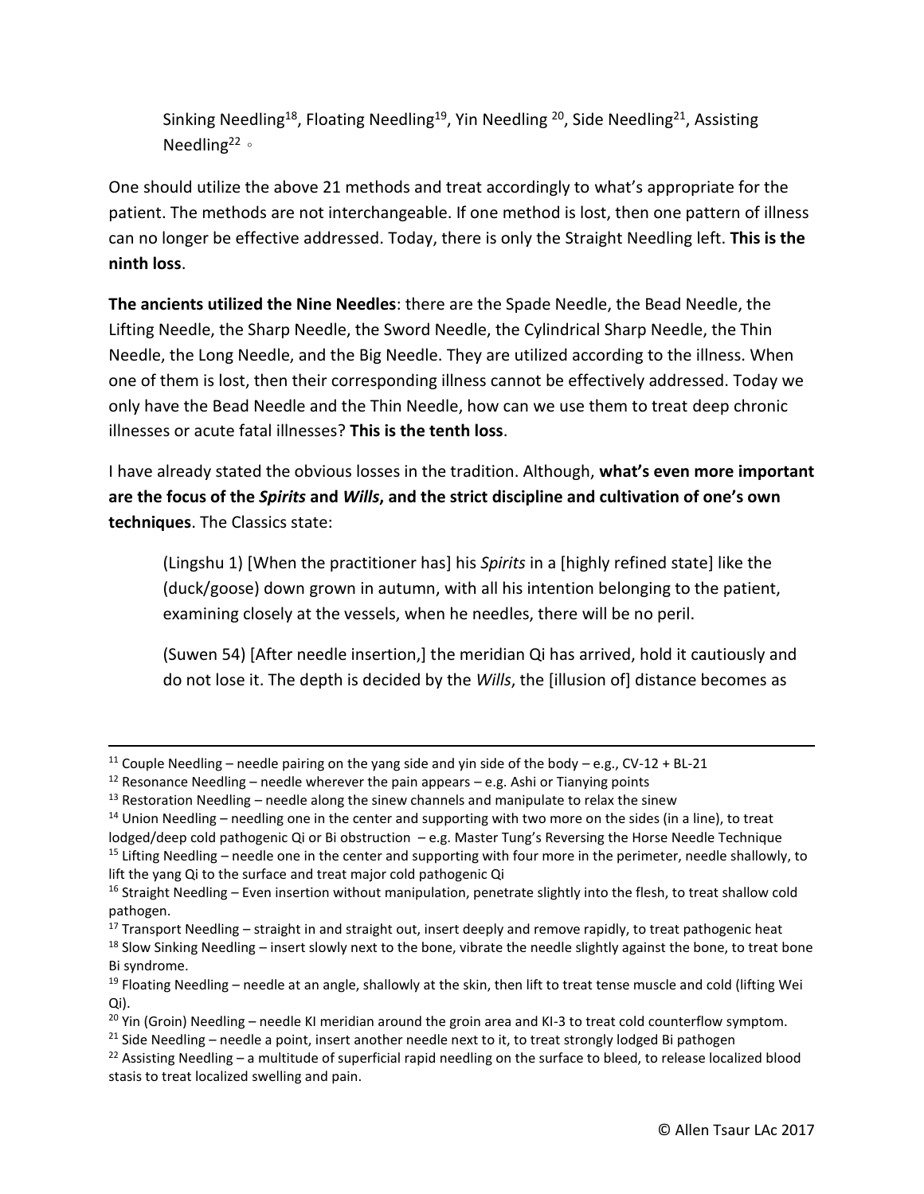> Sinking Needling[18], Floating Needling[19], Yin Needling [20], Side Needling[21], Assisting Needling[22] ◦

One should utilize the above 21 methods and treat accordingly to what's appropriate for the patient. The methods are not interchangeable. If one method is lost, then one pattern of illness can no longer be effective addressed. Today, there is only the Straight Needling left. **This is the ninth loss**.

**The ancients utilized the Nine Needles**: there are the Spade Needle, the Bead Needle, the Lifting Needle, the Sharp Needle, the Sword Needle, the Cylindrical Sharp Needle, the Thin Needle, the Long Needle, and the Big Needle. They are utilized according to the illness. When one of them is lost, then their corresponding illness cannot be effectively addressed. Today we only have the Bead Needle and the Thin Needle, how can we use them to treat deep chronic illnesses or acute fatal illnesses? **This is the tenth loss**.

I have already stated the obvious losses in the tradition. Although, **what's even more important are the focus of the *Spirits* and *Wills*, and the strict discipline and cultivation of one's own techniques**. The Classics state:

> (Lingshu 1) [When the practitioner has] his *Spirits* in a [highly refined state] like the (duck/goose) down grown in autumn, with all his intention belonging to the patient, examining closely at the vessels, when he needles, there will be no peril.
>
> (Suwen 54) [After needle insertion,] the meridian Qi has arrived, hold it cautiously and do not lose it. The depth is decided by the *Wills*, the [illusion of] distance becomes as

---

[11] Couple Needling – needle pairing on the yang side and yin side of the body – e.g., CV-12 + BL-21

[12] Resonance Needling – needle wherever the pain appears – e.g. Ashi or Tianying points

[13] Restoration Needling – needle along the sinew channels and manipulate to relax the sinew

[14] Union Needling – needling one in the center and supporting with two more on the sides (in a line), to treat lodged/deep cold pathogenic Qi or Bi obstruction – e.g. Master Tung's Reversing the Horse Needle Technique

[15] Lifting Needling – needle one in the center and supporting with four more in the perimeter, needle shallowly, to lift the yang Qi to the surface and treat major cold pathogenic Qi

[16] Straight Needling – Even insertion without manipulation, penetrate slightly into the flesh, to treat shallow cold pathogen.

[17] Transport Needling – straight in and straight out, insert deeply and remove rapidly, to treat pathogenic heat

[18] Slow Sinking Needling – insert slowly next to the bone, vibrate the needle slightly against the bone, to treat bone Bi syndrome.

[19] Floating Needling – needle at an angle, shallowly at the skin, then lift to treat tense muscle and cold (lifting Wei Qi).

[20] Yin (Groin) Needling – needle KI meridian around the groin area and KI-3 to treat cold counterflow symptom.

[21] Side Needling – needle a point, insert another needle next to it, to treat strongly lodged Bi pathogen

[22] Assisting Needling – a multitude of superficial rapid needling on the surface to bleed, to release localized blood stasis to treat localized swelling and pain.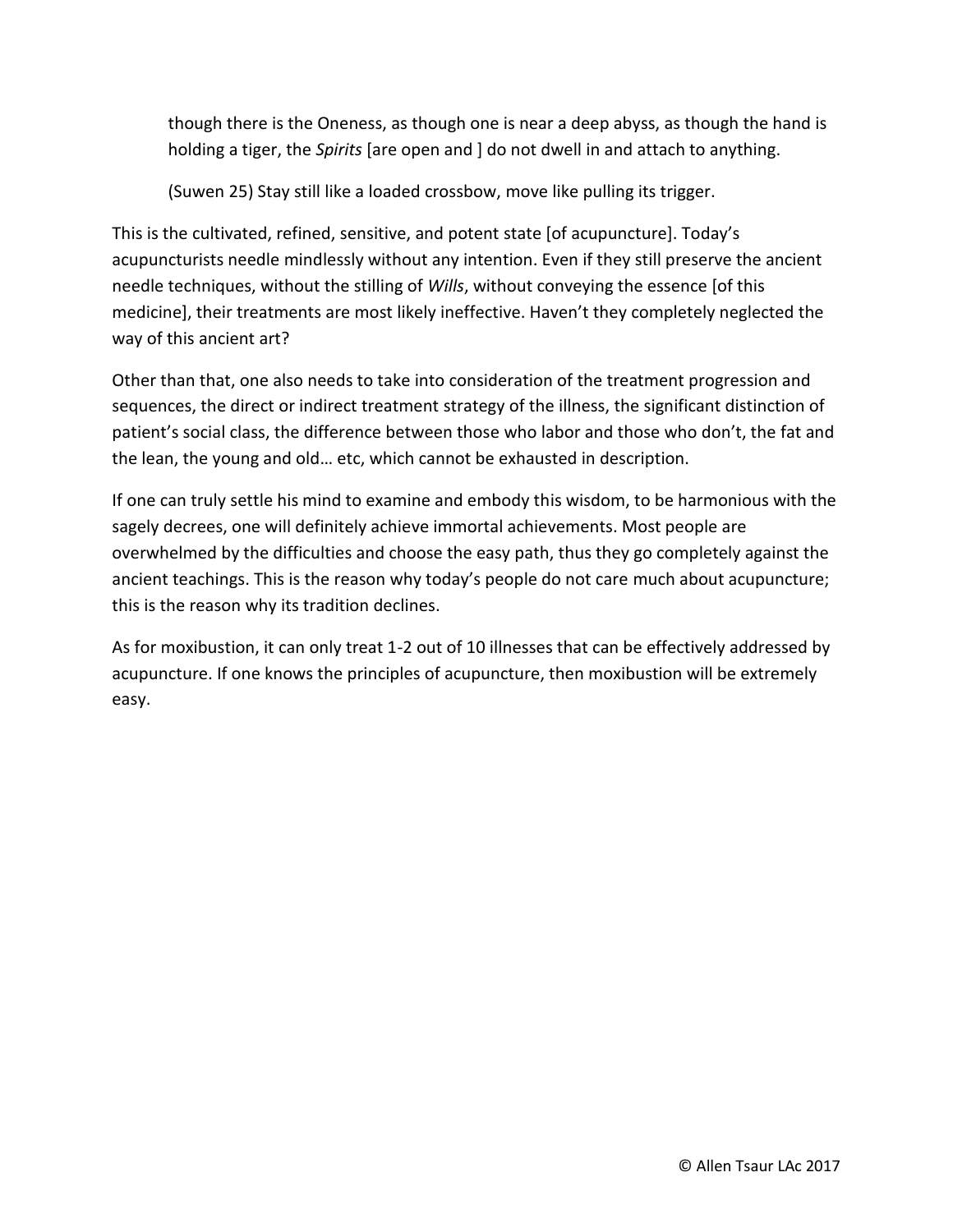> though there is the Oneness, as though one is near a deep abyss, as though the hand is holding a tiger, the *Spirits* [are open and ] do not dwell in and attach to anything.
>
> (Suwen 25) Stay still like a loaded crossbow, move like pulling its trigger.

This is the cultivated, refined, sensitive, and potent state [of acupuncture]. Today's acupuncturists needle mindlessly without any intention. Even if they still preserve the ancient needle techniques, without the stilling of *Wills*, without conveying the essence [of this medicine], their treatments are most likely ineffective. Haven't they completely neglected the way of this ancient art?

Other than that, one also needs to take into consideration of the treatment progression and sequences, the direct or indirect treatment strategy of the illness, the significant distinction of patient's social class, the difference between those who labor and those who don't, the fat and the lean, the young and old… etc, which cannot be exhausted in description.

If one can truly settle his mind to examine and embody this wisdom, to be harmonious with the sagely decrees, one will definitely achieve immortal achievements. Most people are overwhelmed by the difficulties and choose the easy path, thus they go completely against the ancient teachings. This is the reason why today's people do not care much about acupuncture; this is the reason why its tradition declines.

As for moxibustion, it can only treat 1-2 out of 10 illnesses that can be effectively addressed by acupuncture. If one knows the principles of acupuncture, then moxibustion will be extremely easy.

© Allen Tsaur LAc 2017